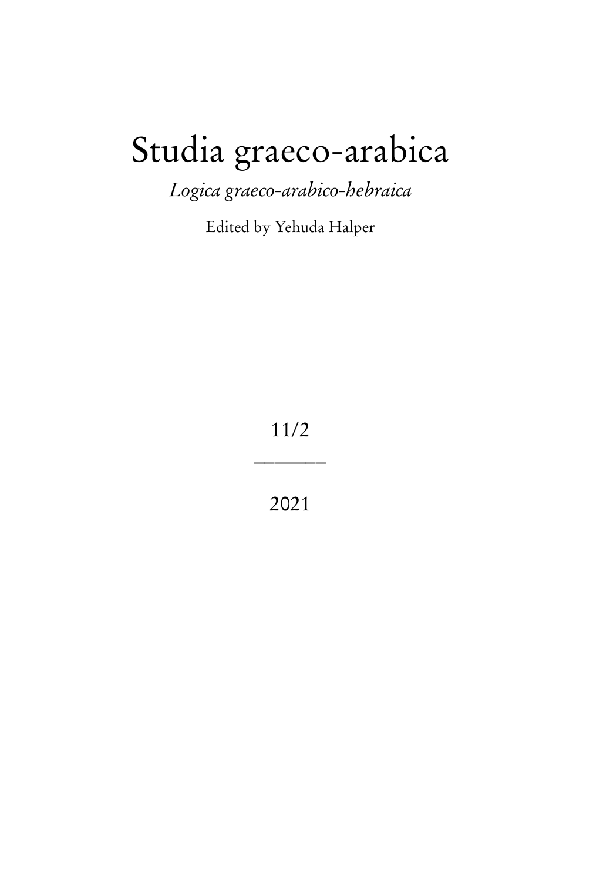# Studia graeco-arabica

## *Logica graeco-arabico-hebraica*

Edited by Yehuda Halper

11/2

———

2021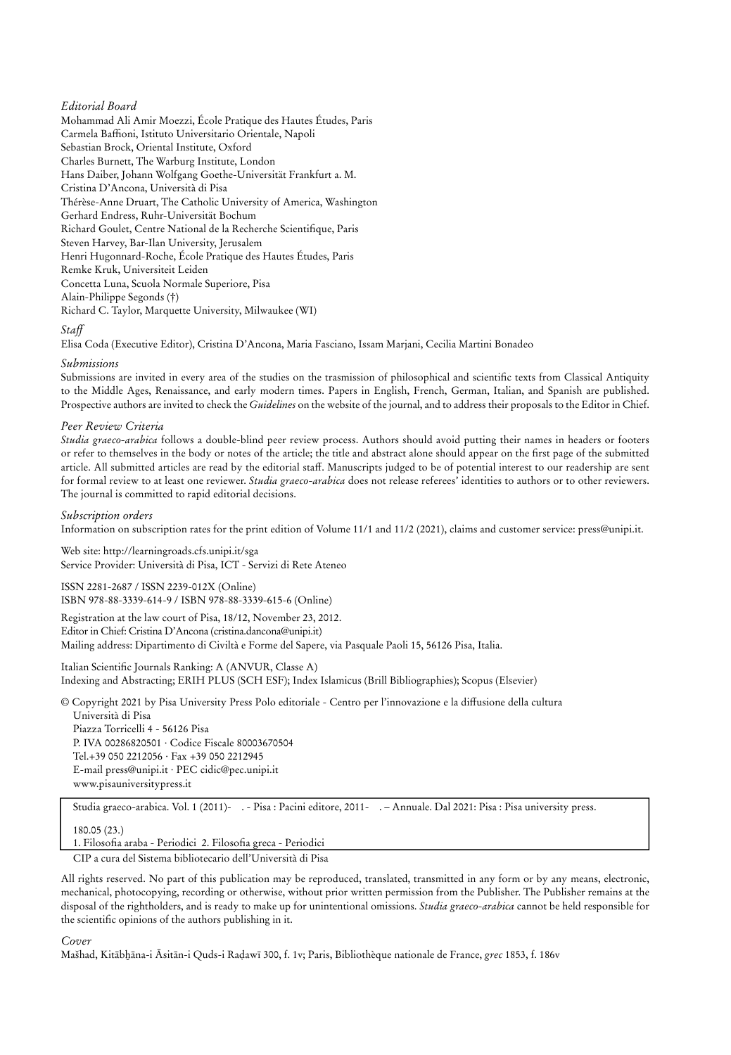*Editorial Board*

Mohammad Ali Amir Moezzi, École Pratique des Hautes Études, Paris
Carmela Baffioni, Istituto Universitario Orientale, Napoli
Sebastian Brock, Oriental Institute, Oxford
Charles Burnett, The Warburg Institute, London
Hans Daiber, Johann Wolfgang Goethe-Universität Frankfurt a. M.
Cristina D'Ancona, Università di Pisa
Thérèse-Anne Druart, The Catholic University of America, Washington
Gerhard Endress, Ruhr-Universität Bochum
Richard Goulet, Centre National de la Recherche Scientifique, Paris
Steven Harvey, Bar-Ilan University, Jerusalem
Henri Hugonnard-Roche, École Pratique des Hautes Études, Paris
Remke Kruk, Universiteit Leiden
Concetta Luna, Scuola Normale Superiore, Pisa
Alain-Philippe Segonds (†)
Richard C. Taylor, Marquette University, Milwaukee (WI)

*Staff*

Elisa Coda (Executive Editor), Cristina D'Ancona, Maria Fasciano, Issam Marjani, Cecilia Martini Bonadeo

*Submissions*

Submissions are invited in every area of the studies on the trasmission of philosophical and scientific texts from Classical Antiquity to the Middle Ages, Renaissance, and early modern times. Papers in English, French, German, Italian, and Spanish are published. Prospective authors are invited to check the *Guidelines* on the website of the journal, and to address their proposals to the Editor in Chief.

*Peer Review Criteria*

*Studia graeco-arabica* follows a double-blind peer review process. Authors should avoid putting their names in headers or footers or refer to themselves in the body or notes of the article; the title and abstract alone should appear on the first page of the submitted article. All submitted articles are read by the editorial staff. Manuscripts judged to be of potential interest to our readership are sent for formal review to at least one reviewer. *Studia graeco-arabica* does not release referees' identities to authors or to other reviewers. The journal is committed to rapid editorial decisions.

*Subscription orders*

Information on subscription rates for the print edition of Volume 11/1 and 11/2 (2021), claims and customer service: press@unipi.it.

Web site: http://learningroads.cfs.unipi.it/sga
Service Provider: Università di Pisa, ICT - Servizi di Rete Ateneo

ISSN 2281-2687 / ISSN 2239-012X (Online)
ISBN 978-88-3339-614-9 / ISBN 978-88-3339-615-6 (Online)

Registration at the law court of Pisa, 18/12, November 23, 2012.
Editor in Chief: Cristina D'Ancona (cristina.dancona@unipi.it)
Mailing address: Dipartimento di Civiltà e Forme del Sapere, via Pasquale Paoli 15, 56126 Pisa, Italia.

Italian Scientific Journals Ranking: A (ANVUR, Classe A)
Indexing and Abstracting; ERIH PLUS (SCH ESF); Index Islamicus (Brill Bibliographies); Scopus (Elsevier)

© Copyright 2021 by Pisa University Press Polo editoriale - Centro per l'innovazione e la diffusione della cultura
Università di Pisa
Piazza Torricelli 4 - 56126 Pisa
P. IVA 00286820501 · Codice Fiscale 80003670504
Tel.+39 050 2212056 · Fax +39 050 2212945
E-mail press@unipi.it · PEC cidic@pec.unipi.it
www.pisauniversitypress.it

Studia graeco-arabica. Vol. 1 (2011)- . - Pisa : Pacini editore, 2011- . – Annuale. Dal 2021: Pisa : Pisa university press.

180.05 (23.)
1. Filosofia araba - Periodici 2. Filosofia greca - Periodici
CIP a cura del Sistema bibliotecario dell'Università di Pisa

All rights reserved. No part of this publication may be reproduced, translated, transmitted in any form or by any means, electronic, mechanical, photocopying, recording or otherwise, without prior written permission from the Publisher. The Publisher remains at the disposal of the rightholders, and is ready to make up for unintentional omissions. *Studia graeco-arabica* cannot be held responsible for the scientific opinions of the authors publishing in it.

*Cover*

Mašhad, Kitābḫāna-i Āsitān-i Quds-i Raḍawī 300, f. 1v; Paris, Bibliothèque nationale de France, *grec* 1853, f. 186v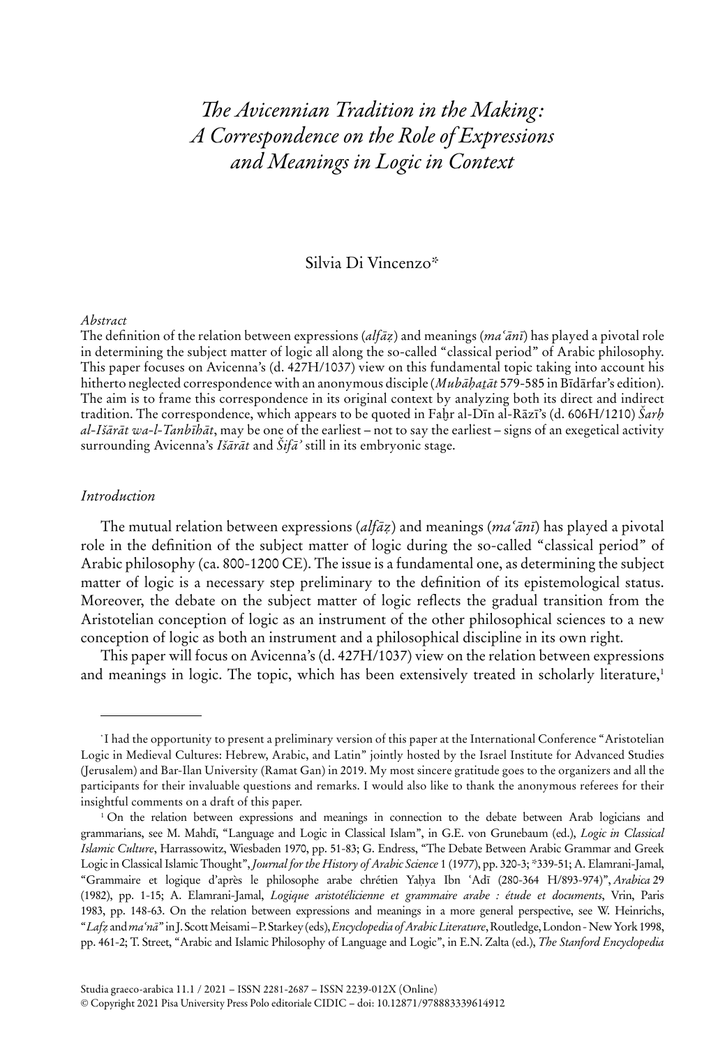# *The Avicennian Tradition in the Making: A Correspondence on the Role of Expressions and Meanings in Logic in Context*

Silvia Di Vincenzo*

*Abstract*

The definition of the relation between expressions (*alfāẓ*) and meanings (*maʿānī*) has played a pivotal role in determining the subject matter of logic all along the so-called "classical period" of Arabic philosophy. This paper focuses on Avicenna's (d. 427H/1037) view on this fundamental topic taking into account his hitherto neglected correspondence with an anonymous disciple (*Mubāḥaṯāt* 579-585 in Bīdārfar's edition). The aim is to frame this correspondence in its original context by analyzing both its direct and indirect tradition. The correspondence, which appears to be quoted in Faḫr al-Dīn al-Rāzī's (d. 606H/1210) *Šarḥ al-Išārāt wa-l-Tanbīhāt*, may be one of the earliest – not to say the earliest – signs of an exegetical activity surrounding Avicenna's *Išārāt* and *Šifāʾ* still in its embryonic stage.

*Introduction*

The mutual relation between expressions (*alfāẓ*) and meanings (*maʿānī*) has played a pivotal role in the definition of the subject matter of logic during the so-called "classical period" of Arabic philosophy (ca. 800-1200 CE). The issue is a fundamental one, as determining the subject matter of logic is a necessary step preliminary to the definition of its epistemological status. Moreover, the debate on the subject matter of logic reflects the gradual transition from the Aristotelian conception of logic as an instrument of the other philosophical sciences to a new conception of logic as both an instrument and a philosophical discipline in its own right.

This paper will focus on Avicenna's (d. 427H/1037) view on the relation between expressions and meanings in logic. The topic, which has been extensively treated in scholarly literature,[1]

---

* I had the opportunity to present a preliminary version of this paper at the International Conference "Aristotelian Logic in Medieval Cultures: Hebrew, Arabic, and Latin" jointly hosted by the Israel Institute for Advanced Studies (Jerusalem) and Bar-Ilan University (Ramat Gan) in 2019. My most sincere gratitude goes to the organizers and all the participants for their invaluable questions and remarks. I would also like to thank the anonymous referees for their insightful comments on a draft of this paper.

[1] On the relation between expressions and meanings in connection to the debate between Arab logicians and grammarians, see M. Mahdī, "Language and Logic in Classical Islam", in G.E. von Grunebaum (ed.), *Logic in Classical Islamic Culture*, Harrassowitz, Wiesbaden 1970, pp. 51-83; G. Endress, "The Debate Between Arabic Grammar and Greek Logic in Classical Islamic Thought", *Journal for the History of Arabic Science* 1 (1977), pp. 320-3; *339-51; A. Elamrani-Jamal, "Grammaire et logique d'après le philosophe arabe chrétien Yaḥya Ibn ʿAdī (280-364 H/893-974)", *Arabica* 29 (1982), pp. 1-15; A. Elamrani-Jamal, *Logique aristotélicienne et grammaire arabe : étude et documents*, Vrin, Paris 1983, pp. 148-63. On the relation between expressions and meanings in a more general perspective, see W. Heinrichs, "*Lafẓ* and *maʿnā*" in J. Scott Meisami – P. Starkey (eds), *Encyclopedia of Arabic Literature*, Routledge, London - New York 1998, pp. 461-2; T. Street, "Arabic and Islamic Philosophy of Language and Logic", in E.N. Zalta (ed.), *The Stanford Encyclopedia*

Studia graeco-arabica 11.1 / 2021 – ISSN 2281-2687 – ISSN 2239-012X (Online)
© Copyright 2021 Pisa University Press Polo editoriale CIDIC – doi: 10.12871/978883339614912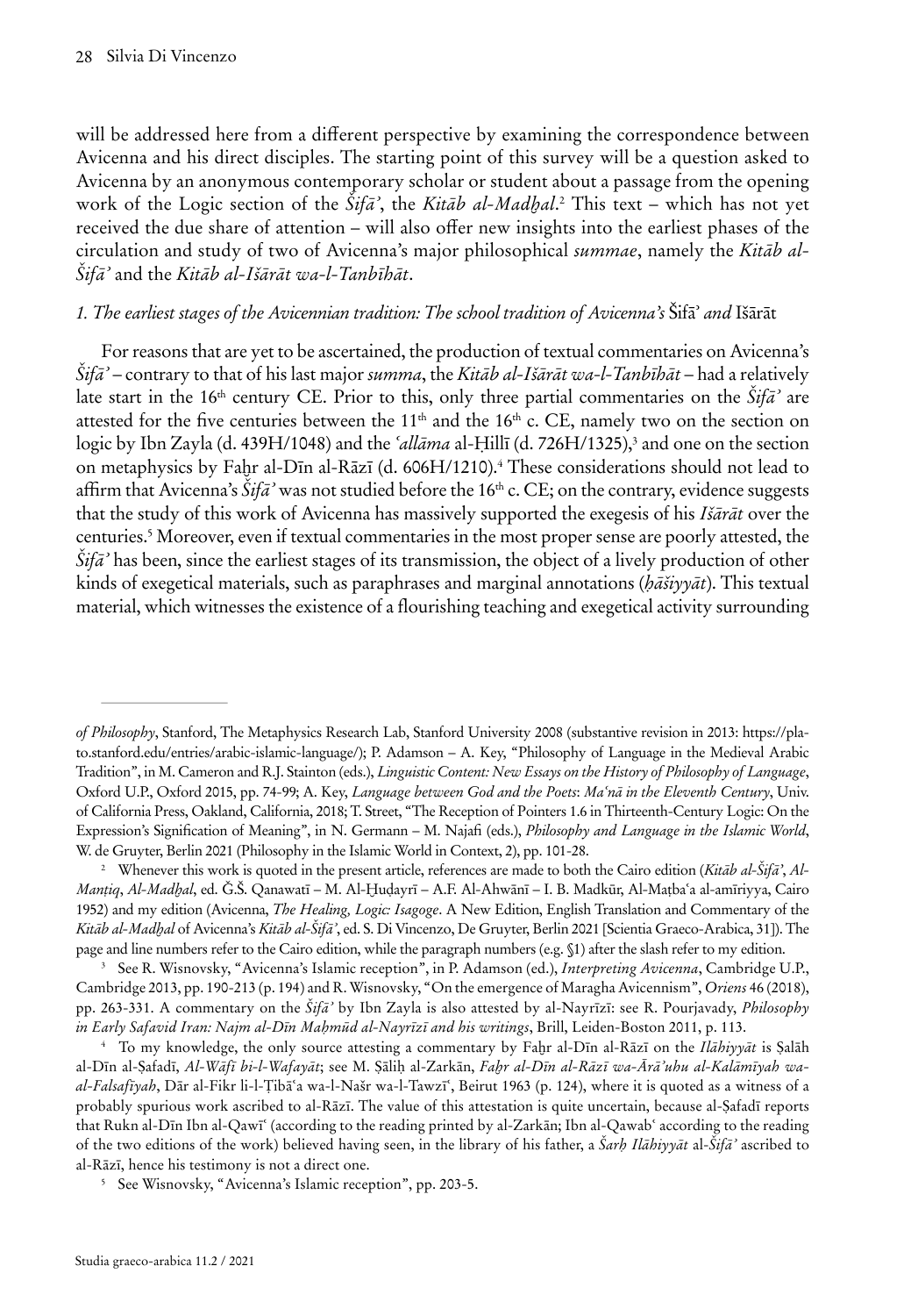will be addressed here from a different perspective by examining the correspondence between Avicenna and his direct disciples. The starting point of this survey will be a question asked to Avicenna by an anonymous contemporary scholar or student about a passage from the opening work of the Logic section of the *Šifāʾ*, the *Kitāb al-Madḫal*.[2] This text – which has not yet received the due share of attention – will also offer new insights into the earliest phases of the circulation and study of two of Avicenna's major philosophical *summae*, namely the *Kitāb al-Šifāʾ* and the *Kitāb al-Išārāt wa-l-Tanbīhāt*.

### *1. The earliest stages of the Avicennian tradition: The school tradition of Avicenna's* Šifāʾ *and* Išārāt

For reasons that are yet to be ascertained, the production of textual commentaries on Avicenna's *Šifāʾ* – contrary to that of his last major *summa*, the *Kitāb al-Išārāt wa-l-Tanbīhāt* – had a relatively late start in the 16th century CE. Prior to this, only three partial commentaries on the *Šifāʾ* are attested for the five centuries between the 11th and the 16th c. CE, namely two on the section on logic by Ibn Zayla (d. 439H/1048) and the *ʿallāma* al-Ḥillī (d. 726H/1325),[3] and one on the section on metaphysics by Faḫr al-Dīn al-Rāzī (d. 606H/1210).[4] These considerations should not lead to affirm that Avicenna's *Šifāʾ* was not studied before the 16th c. CE; on the contrary, evidence suggests that the study of this work of Avicenna has massively supported the exegesis of his *Išārāt* over the centuries.[5] Moreover, even if textual commentaries in the most proper sense are poorly attested, the *Šifāʾ* has been, since the earliest stages of its transmission, the object of a lively production of other kinds of exegetical materials, such as paraphrases and marginal annotations (*ḥāšiyyāt*). This textual material, which witnesses the existence of a flourishing teaching and exegetical activity surrounding

---

*of Philosophy*, Stanford, The Metaphysics Research Lab, Stanford University 2008 (substantive revision in 2013: https://plato.stanford.edu/entries/arabic-islamic-language/); P. Adamson – A. Key, "Philosophy of Language in the Medieval Arabic Tradition", in M. Cameron and R.J. Stainton (eds.), *Linguistic Content: New Essays on the History of Philosophy of Language*, Oxford U.P., Oxford 2015, pp. 74-99; A. Key, *Language between God and the Poets*: *Maʿnā in the Eleventh Century*, Univ. of California Press, Oakland, California, 2018; T. Street, "The Reception of Pointers 1.6 in Thirteenth-Century Logic: On the Expression's Signification of Meaning", in N. Germann – M. Najafi (eds.), *Philosophy and Language in the Islamic World*, W. de Gruyter, Berlin 2021 (Philosophy in the Islamic World in Context, 2), pp. 101-28.

[2] Whenever this work is quoted in the present article, references are made to both the Cairo edition (*Kitāb al-Šifāʾ*, *Al-Manṭiq*, *Al-Madḫal*, ed. Ǧ.Š. Qanawatī – M. Al-Ḫuḍayrī – A.F. Al-Ahwānī – I. B. Madkūr, Al-Maṭbaʿa al-amīriyya, Cairo 1952) and my edition (Avicenna, *The Healing, Logic: Isagoge*. A New Edition, English Translation and Commentary of the *Kitāb al-Madḫal* of Avicenna's *Kitāb al-Šifāʾ*, ed. S. Di Vincenzo, De Gruyter, Berlin 2021 [Scientia Graeco-Arabica, 31]). The page and line numbers refer to the Cairo edition, while the paragraph numbers (e.g. §1) after the slash refer to my edition.

[3] See R. Wisnovsky, "Avicenna's Islamic reception", in P. Adamson (ed.), *Interpreting Avicenna*, Cambridge U.P., Cambridge 2013, pp. 190-213 (p. 194) and R. Wisnovsky, "On the emergence of Maragha Avicennism", *Oriens* 46 (2018), pp. 263-331. A commentary on the *Šifāʾ* by Ibn Zayla is also attested by al-Nayrīzī: see R. Pourjavady, *Philosophy in Early Safavid Iran: Najm al-Dīn Maḥmūd al-Nayrīzī and his writings*, Brill, Leiden-Boston 2011, p. 113.

[4] To my knowledge, the only source attesting a commentary by Faḫr al-Dīn al-Rāzī on the *Ilāhiyyāt* is Ṣalāḥ al-Dīn al-Ṣafadī, *Al-Wāfī bi-l-Wafayāt*; see M. Ṣāliḥ al-Zarkān, *Faḫr al-Dīn al-Rāzī wa-Ārāʾuhu al-Kalāmīyah wa-al-Falsafīyah*, Dār al-Fikr li-l-Ṭibāʿa wa-l-Našr wa-l-Tawzīʿ, Beirut 1963 (p. 124), where it is quoted as a witness of a probably spurious work ascribed to al-Rāzī. The value of this attestation is quite uncertain, because al-Ṣafadī reports that Rukn al-Dīn Ibn al-Qawīʿ (according to the reading printed by al-Zarkān; Ibn al-Qawabʿ according to the reading of the two editions of the work) believed having seen, in the library of his father, a *Šarḥ Ilāhiyyāt* al-*Šifāʾ* ascribed to al-Rāzī, hence his testimony is not a direct one.

[5] See Wisnovsky, "Avicenna's Islamic reception", pp. 203-5.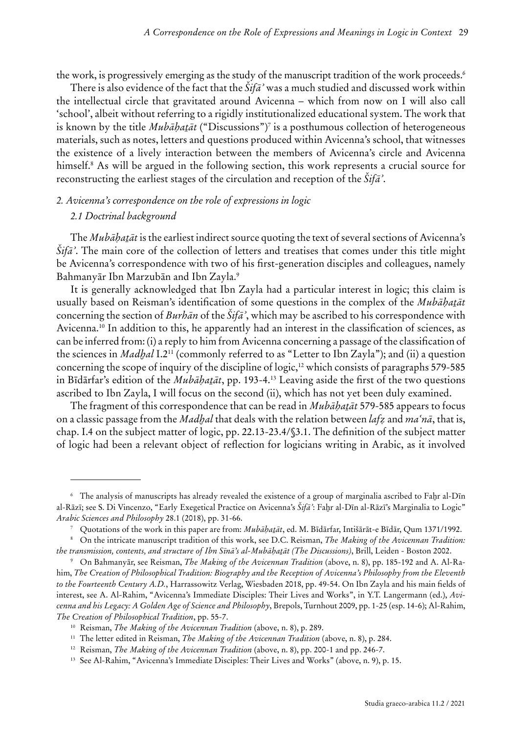the work, is progressively emerging as the study of the manuscript tradition of the work proceeds.[6]

There is also evidence of the fact that the *Šifāʾ* was a much studied and discussed work within the intellectual circle that gravitated around Avicenna – which from now on I will also call 'school', albeit without referring to a rigidly institutionalized educational system. The work that is known by the title *Mubāḥaṯāt* ("Discussions")[7] is a posthumous collection of heterogeneous materials, such as notes, letters and questions produced within Avicenna's school, that witnesses the existence of a lively interaction between the members of Avicenna's circle and Avicenna himself.[8] As will be argued in the following section, this work represents a crucial source for reconstructing the earliest stages of the circulation and reception of the *Šifāʾ*.

## *2. Avicenna's correspondence on the role of expressions in logic*

### *2.1 Doctrinal background*

The *Mubāḥaṯāt* is the earliest indirect source quoting the text of several sections of Avicenna's *Šifāʾ*. The main core of the collection of letters and treatises that comes under this title might be Avicenna's correspondence with two of his first-generation disciples and colleagues, namely Bahmanyār Ibn Marzubān and Ibn Zayla.[9]

It is generally acknowledged that Ibn Zayla had a particular interest in logic; this claim is usually based on Reisman's identification of some questions in the complex of the *Mubāḥaṯāt* concerning the section of *Burhān* of the *Šifāʾ*, which may be ascribed to his correspondence with Avicenna.[10] In addition to this, he apparently had an interest in the classification of sciences, as can be inferred from: (i) a reply to him from Avicenna concerning a passage of the classification of the sciences in *Madḫal* I.2[11] (commonly referred to as "Letter to Ibn Zayla"); and (ii) a question concerning the scope of inquiry of the discipline of logic,[12] which consists of paragraphs 579-585 in Bīdārfar's edition of the *Mubāḥaṯāt*, pp. 193-4.[13] Leaving aside the first of the two questions ascribed to Ibn Zayla, I will focus on the second (ii), which has not yet been duly examined.

The fragment of this correspondence that can be read in *Mubāḥaṯāt* 579-585 appears to focus on a classic passage from the *Madḫal* that deals with the relation between *lafẓ* and *maʿnā*, that is, chap. I.4 on the subject matter of logic, pp. 22.13-23.4/§3.1. The definition of the subject matter of logic had been a relevant object of reflection for logicians writing in Arabic, as it involved

---

[6] The analysis of manuscripts has already revealed the existence of a group of marginalia ascribed to Faḫr al-Dīn al-Rāzī; see S. Di Vincenzo, "Early Exegetical Practice on Avicenna's *Šifāʾ*: Faḫr al-Dīn al-Rāzī's Marginalia to Logic" *Arabic Sciences and Philosophy* 28.1 (2018), pp. 31-66.

[7] Quotations of the work in this paper are from: *Mubāḥaṯāt*, ed. M. Bīdārfar, Intišārāt-e Bīdār, Qum 1371/1992.

[8] On the intricate manuscript tradition of this work, see D.C. Reisman, *The Making of the Avicennan Tradition: the transmission, contents, and structure of Ibn Sīnā's al-Mubāḥaṯāt (The Discussions)*, Brill, Leiden - Boston 2002.

[9] On Bahmanyār, see Reisman, *The Making of the Avicennan Tradition* (above, n. 8), pp. 185-192 and A. Al-Rahim, *The Creation of Philosophical Tradition: Biography and the Reception of Avicenna's Philosophy from the Eleventh to the Fourteenth Century A.D.*, Harrassowitz Verlag, Wiesbaden 2018, pp. 49-54. On Ibn Zayla and his main fields of interest, see A. Al-Rahim, "Avicenna's Immediate Disciples: Their Lives and Works", in Y.T. Langermann (ed.), *Avicenna and his Legacy: A Golden Age of Science and Philosophy*, Brepols, Turnhout 2009, pp. 1-25 (esp. 14-6); Al-Rahim, *The Creation of Philosophical Tradition*, pp. 55-7.

[10] Reisman, *The Making of the Avicennan Tradition* (above, n. 8), p. 289.

[11] The letter edited in Reisman, *The Making of the Avicennan Tradition* (above, n. 8), p. 284.

[12] Reisman, *The Making of the Avicennan Tradition* (above, n. 8), pp. 200-1 and pp. 246-7.

[13] See Al-Rahim, "Avicenna's Immediate Disciples: Their Lives and Works" (above, n. 9), p. 15.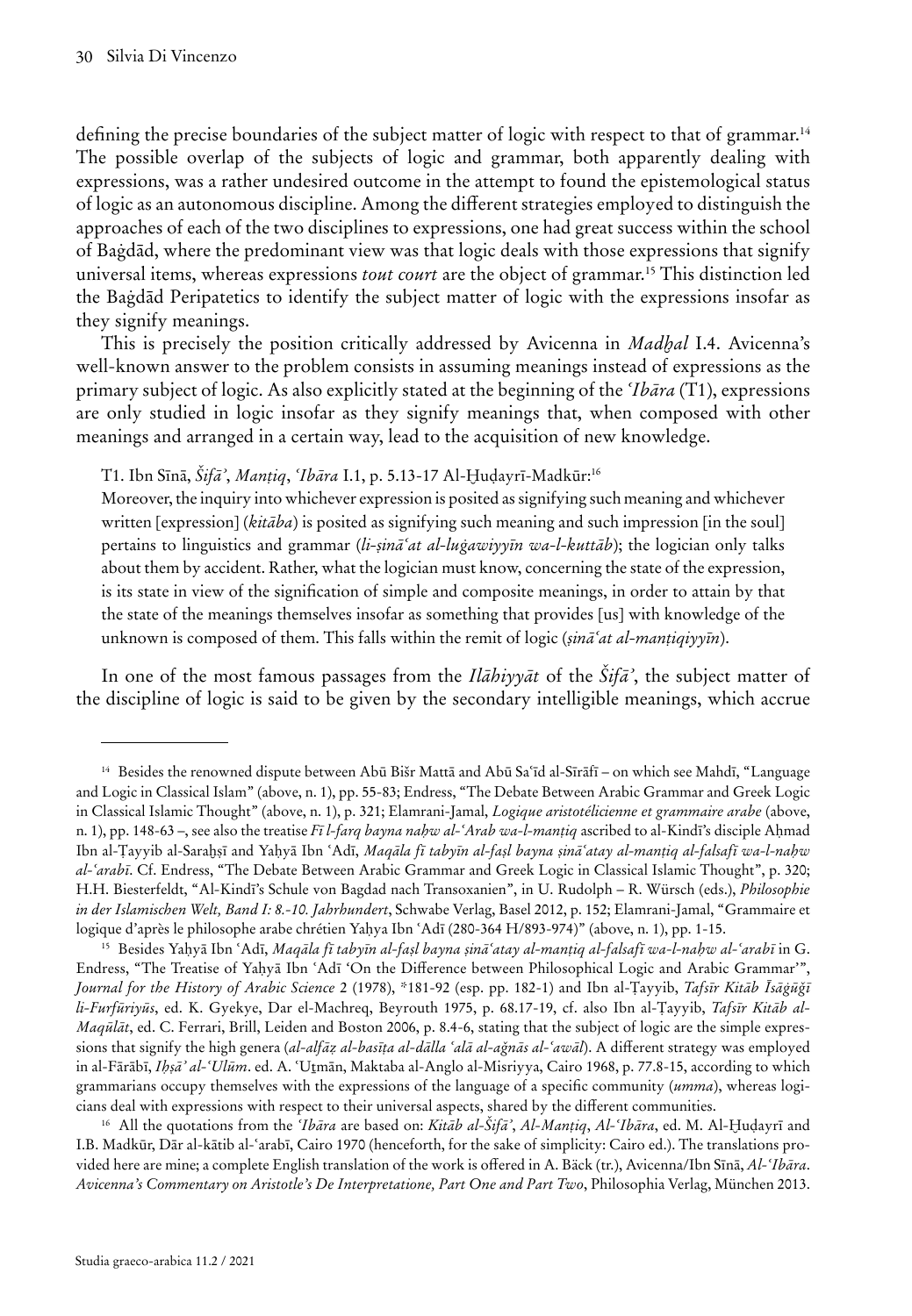defining the precise boundaries of the subject matter of logic with respect to that of grammar.[14] The possible overlap of the subjects of logic and grammar, both apparently dealing with expressions, was a rather undesired outcome in the attempt to found the epistemological status of logic as an autonomous discipline. Among the different strategies employed to distinguish the approaches of each of the two disciplines to expressions, one had great success within the school of Baġdād, where the predominant view was that logic deals with those expressions that signify universal items, whereas expressions *tout court* are the object of grammar.[15] This distinction led the Baġdād Peripatetics to identify the subject matter of logic with the expressions insofar as they signify meanings.

This is precisely the position critically addressed by Avicenna in *Madḫal* I.4. Avicenna's well-known answer to the problem consists in assuming meanings instead of expressions as the primary subject of logic. As also explicitly stated at the beginning of the *ʿIbāra* (T1), expressions are only studied in logic insofar as they signify meanings that, when composed with other meanings and arranged in a certain way, lead to the acquisition of new knowledge.

T1. Ibn Sīnā, *Šifāʾ*, *Manṭiq*, *ʿIbāra* I.1, p. 5.13-17 Al-Ḫuḍayrī-Madkūr:[16]

Moreover, the inquiry into whichever expression is posited as signifying such meaning and whichever written [expression] (*kitāba*) is posited as signifying such meaning and such impression [in the soul] pertains to linguistics and grammar (*li-ṣināʿat al-luġawiyyīn wa-l-kuttāb*); the logician only talks about them by accident. Rather, what the logician must know, concerning the state of the expression, is its state in view of the signification of simple and composite meanings, in order to attain by that the state of the meanings themselves insofar as something that provides [us] with knowledge of the unknown is composed of them. This falls within the remit of logic (*ṣināʿat al-manṭiqiyyīn*).

In one of the most famous passages from the *Ilāhiyyāt* of the *Šifāʾ*, the subject matter of the discipline of logic is said to be given by the secondary intelligible meanings, which accrue

---

[14] Besides the renowned dispute between Abū Bišr Mattā and Abū Saʿīd al-Sīrāfī – on which see Mahdī, "Language and Logic in Classical Islam" (above, n. 1), pp. 55-83; Endress, "The Debate Between Arabic Grammar and Greek Logic in Classical Islamic Thought" (above, n. 1), p. 321; Elamrani-Jamal, *Logique aristotélicienne et grammaire arabe* (above, n. 1), pp. 148-63 –, see also the treatise *Fī l-farq bayna naḥw al-ʿArab wa-l-manṭiq* ascribed to al-Kindī's disciple Aḥmad Ibn al-Ṭayyib al-Saraḫsī and Yaḥyā Ibn ʿAdī, *Maqāla fī tabyīn al-faṣl bayna ṣināʿatay al-manṭiq al-falsafī wa-l-naḥw al-ʿarabī*. Cf. Endress, "The Debate Between Arabic Grammar and Greek Logic in Classical Islamic Thought", p. 320; H.H. Biesterfeldt, "Al-Kindī's Schule von Bagdad nach Transoxanien", in U. Rudolph – R. Würsch (eds.), *Philosophie in der Islamischen Welt, Band I: 8.-10. Jahrhundert*, Schwabe Verlag, Basel 2012, p. 152; Elamrani-Jamal, "Grammaire et logique d'après le philosophe arabe chrétien Yaḥya Ibn ʿAdī (280-364 H/893-974)" (above, n. 1), pp. 1-15.

[15] Besides Yaḥyā Ibn ʿAdī, *Maqāla fī tabyīn al-faṣl bayna ṣināʿatay al-manṭiq al-falsafī wa-l-naḥw al-ʿarabī* in G. Endress, "The Treatise of Yaḥyā Ibn ʿAdī 'On the Difference between Philosophical Logic and Arabic Grammar'", *Journal for the History of Arabic Science* 2 (1978), *181-92 (esp. pp. 182-1) and Ibn al-Ṭayyib, *Tafsīr Kitāb Īsāġūǧī li-Furfūriyūs*, ed. K. Gyekye, Dar el-Machreq, Beyrouth 1975, p. 68.17-19, cf. also Ibn al-Ṭayyib, *Tafsīr Kitāb al-Maqūlāt*, ed. C. Ferrari, Brill, Leiden and Boston 2006, p. 8.4-6, stating that the subject of logic are the simple expressions that signify the high genera (*al-alfāẓ al-basīṭa al-dālla ʿalā al-aǧnās al-ʿawāl*). A different strategy was employed in al-Fārābī, *Iḥṣāʾ al-ʿUlūm*. ed. A. ʿUṯmān, Maktaba al-Anglo al-Misriyya, Cairo 1968, p. 77.8-15, according to which grammarians occupy themselves with the expressions of the language of a specific community (*umma*), whereas logicians deal with expressions with respect to their universal aspects, shared by the different communities.

[16] All the quotations from the *ʿIbāra* are based on: *Kitāb al-Šifāʾ*, *Al-Manṭiq*, *Al-ʿIbāra*, ed. M. Al-Ḫuḍayrī and I.B. Madkūr, Dār al-kātib al-ʿarabī, Cairo 1970 (henceforth, for the sake of simplicity: Cairo ed.). The translations provided here are mine; a complete English translation of the work is offered in A. Bäck (tr.), Avicenna/Ibn Sīnā, *Al-ʿIbāra. Avicenna's Commentary on Aristotle's De Interpretatione, Part One and Part Two*, Philosophia Verlag, München 2013.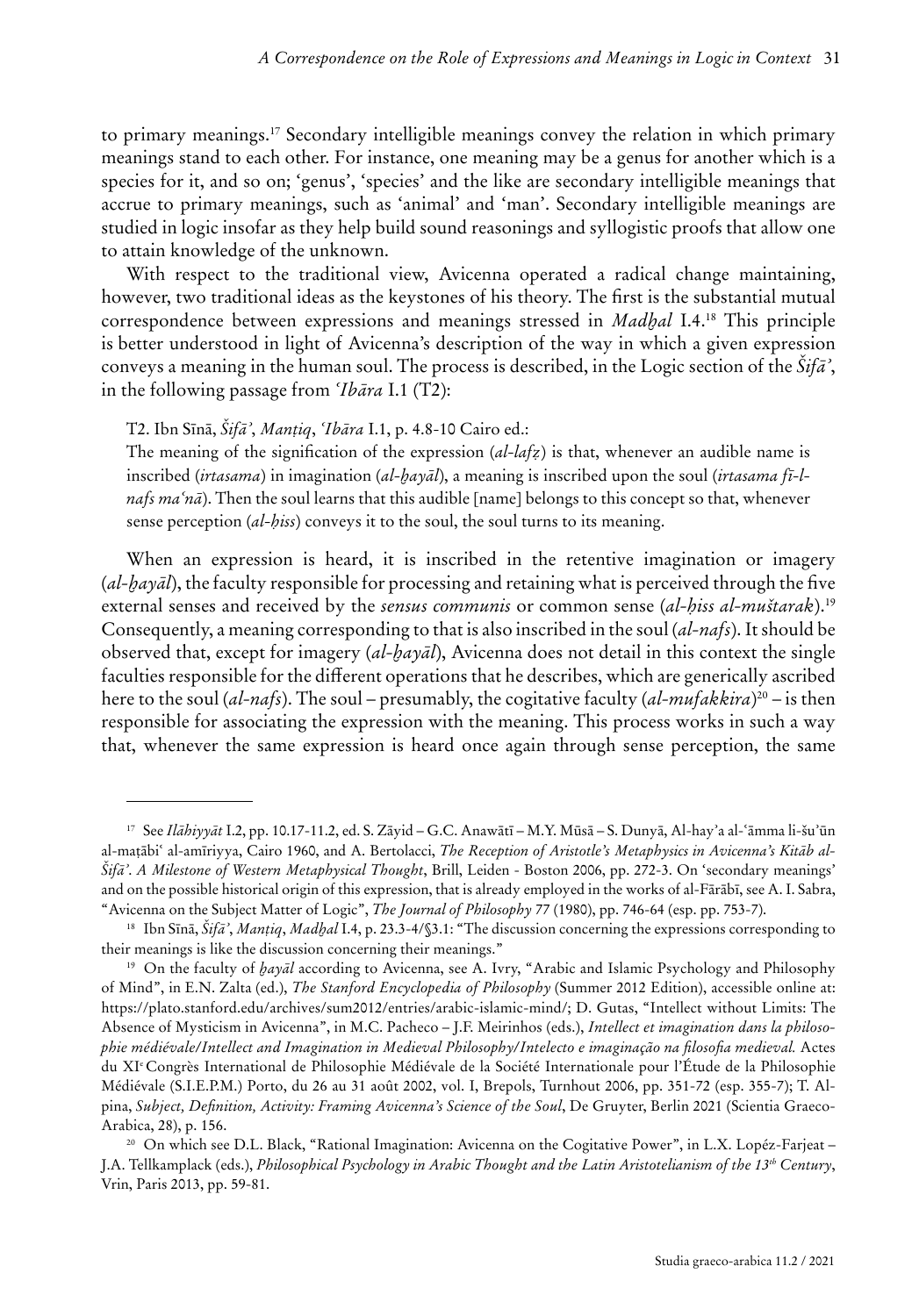to primary meanings.[17] Secondary intelligible meanings convey the relation in which primary meanings stand to each other. For instance, one meaning may be a genus for another which is a species for it, and so on; 'genus', 'species' and the like are secondary intelligible meanings that accrue to primary meanings, such as 'animal' and 'man'. Secondary intelligible meanings are studied in logic insofar as they help build sound reasonings and syllogistic proofs that allow one to attain knowledge of the unknown.

With respect to the traditional view, Avicenna operated a radical change maintaining, however, two traditional ideas as the keystones of his theory. The first is the substantial mutual correspondence between expressions and meanings stressed in *Madḫal* I.4.[18] This principle is better understood in light of Avicenna's description of the way in which a given expression conveys a meaning in the human soul. The process is described, in the Logic section of the *Šifāʾ*, in the following passage from *ʿIbāra* I.1 (T2):

T2. Ibn Sīnā, *Šifāʾ*, *Manṭiq*, *ʿIbāra* I.1, p. 4.8-10 Cairo ed.:
The meaning of the signification of the expression (*al-lafẓ*) is that, whenever an audible name is inscribed (*irtasama*) in imagination (*al-ḫayāl*), a meaning is inscribed upon the soul (*irtasama fī-l-nafs maʿnā*). Then the soul learns that this audible [name] belongs to this concept so that, whenever sense perception (*al-ḥiss*) conveys it to the soul, the soul turns to its meaning.

When an expression is heard, it is inscribed in the retentive imagination or imagery (*al-ḫayāl*), the faculty responsible for processing and retaining what is perceived through the five external senses and received by the *sensus communis* or common sense (*al-ḥiss al-muštarak*).[19] Consequently, a meaning corresponding to that is also inscribed in the soul (*al-nafs*). It should be observed that, except for imagery (*al-ḫayāl*), Avicenna does not detail in this context the single faculties responsible for the different operations that he describes, which are generically ascribed here to the soul (*al-nafs*). The soul – presumably, the cogitative faculty (*al-mufakkira*)[20] – is then responsible for associating the expression with the meaning. This process works in such a way that, whenever the same expression is heard once again through sense perception, the same

---

[17] See *Ilāhiyyāt* I.2, pp. 10.17-11.2, ed. S. Zāyid – G.C. Anawātī – M.Y. Mūsā – S. Dunyā, Al-hayʾa al-ʿāmma li-šuʾūn al-maṭābiʿ al-amīriyya, Cairo 1960, and A. Bertolacci, *The Reception of Aristotle's Metaphysics in Avicenna's Kitāb al-Šifāʾ. A Milestone of Western Metaphysical Thought*, Brill, Leiden - Boston 2006, pp. 272-3. On 'secondary meanings' and on the possible historical origin of this expression, that is already employed in the works of al-Fārābī, see A. I. Sabra, "Avicenna on the Subject Matter of Logic", *The Journal of Philosophy* 77 (1980), pp. 746-64 (esp. pp. 753-7).

[18] Ibn Sīnā, *Šifāʾ*, *Manṭiq*, *Madḫal* I.4, p. 23.3-4/§3.1: "The discussion concerning the expressions corresponding to their meanings is like the discussion concerning their meanings."

[19] On the faculty of *ḫayāl* according to Avicenna, see A. Ivry, "Arabic and Islamic Psychology and Philosophy of Mind", in E.N. Zalta (ed.), *The Stanford Encyclopedia of Philosophy* (Summer 2012 Edition), accessible online at: https://plato.stanford.edu/archives/sum2012/entries/arabic-islamic-mind/; D. Gutas, "Intellect without Limits: The Absence of Mysticism in Avicenna", in M.C. Pacheco – J.F. Meirinhos (eds.), *Intellect et imagination dans la philosophie médiévale/Intellect and Imagination in Medieval Philosophy/Intelecto e imaginação na filosofia medieval.* Actes du XI[e] Congrès International de Philosophie Médiévale de la Société Internationale pour l'Étude de la Philosophie Médiévale (S.I.E.P.M.) Porto, du 26 au 31 août 2002, vol. I, Brepols, Turnhout 2006, pp. 351-72 (esp. 355-7); T. Alpina, *Subject, Definition, Activity: Framing Avicenna's Science of the Soul*, De Gruyter, Berlin 2021 (Scientia Graeco-Arabica, 28), p. 156.

[20] On which see D.L. Black, "Rational Imagination: Avicenna on the Cogitative Power", in L.X. Lopéz-Farjeat – J.A. Tellkamplack (eds.), *Philosophical Psychology in Arabic Thought and the Latin Aristotelianism of the 13[th] Century*, Vrin, Paris 2013, pp. 59-81.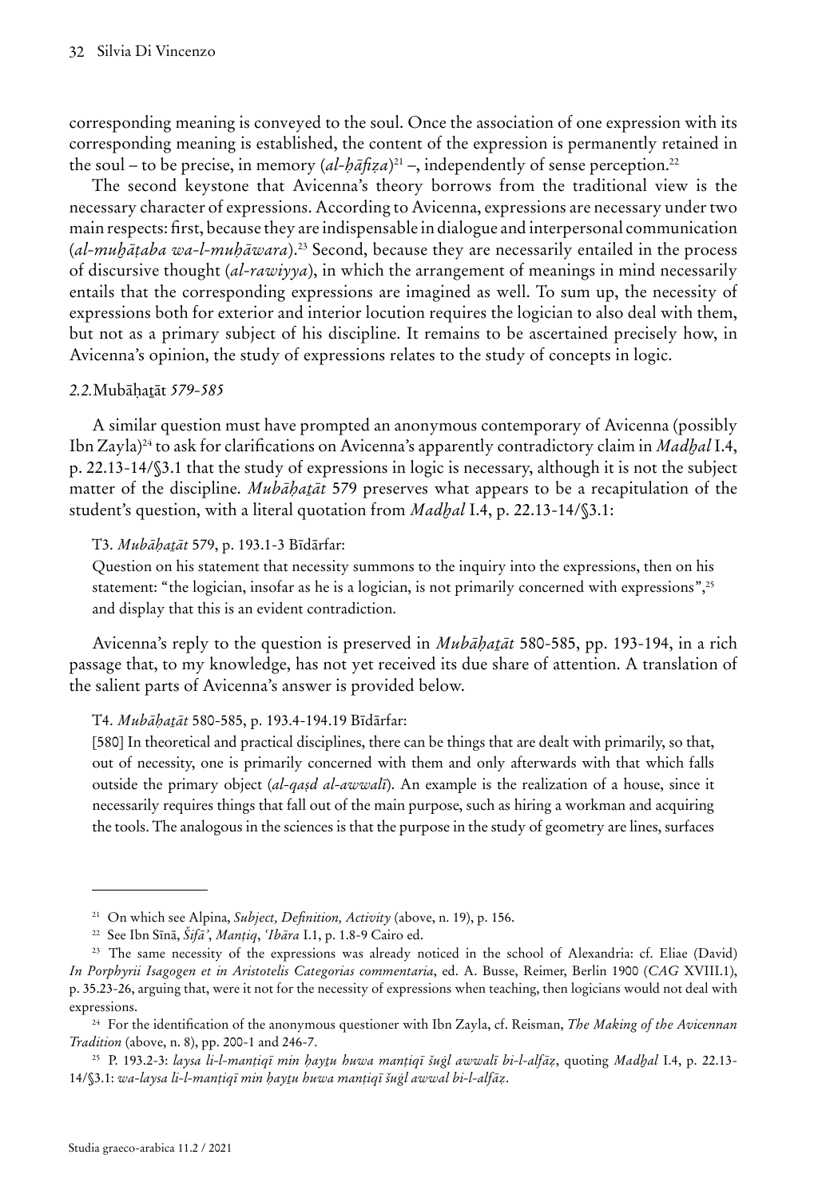corresponding meaning is conveyed to the soul. Once the association of one expression with its corresponding meaning is established, the content of the expression is permanently retained in the soul – to be precise, in memory (*al-ḥāfiẓa*)[21] –, independently of sense perception.[22]

The second keystone that Avicenna's theory borrows from the traditional view is the necessary character of expressions. According to Avicenna, expressions are necessary under two main respects: first, because they are indispensable in dialogue and interpersonal communication (*al-muḫāṭaba wa-l-muḥāwara*).[23] Second, because they are necessarily entailed in the process of discursive thought (*al-rawiyya*), in which the arrangement of meanings in mind necessarily entails that the corresponding expressions are imagined as well. To sum up, the necessity of expressions both for exterior and interior locution requires the logician to also deal with them, but not as a primary subject of his discipline. It remains to be ascertained precisely how, in Avicenna's opinion, the study of expressions relates to the study of concepts in logic.

### *2.2.* Mubāḥaṯāt *579-585*

A similar question must have prompted an anonymous contemporary of Avicenna (possibly Ibn Zayla)[24] to ask for clarifications on Avicenna's apparently contradictory claim in *Madḫal* I.4, p. 22.13-14/§3.1 that the study of expressions in logic is necessary, although it is not the subject matter of the discipline. *Mubāḥaṯāt* 579 preserves what appears to be a recapitulation of the student's question, with a literal quotation from *Madḫal* I.4, p. 22.13-14/§3.1:

T3. *Mubāḥaṯāt* 579, p. 193.1-3 Bīdārfar:
Question on his statement that necessity summons to the inquiry into the expressions, then on his statement: "the logician, insofar as he is a logician, is not primarily concerned with expressions",[25] and display that this is an evident contradiction.

Avicenna's reply to the question is preserved in *Mubāḥaṯāt* 580-585, pp. 193-194, in a rich passage that, to my knowledge, has not yet received its due share of attention. A translation of the salient parts of Avicenna's answer is provided below.

T4. *Mubāḥaṯāt* 580-585, p. 193.4-194.19 Bīdārfar:
[580] In theoretical and practical disciplines, there can be things that are dealt with primarily, so that, out of necessity, one is primarily concerned with them and only afterwards with that which falls outside the primary object (*al-qaṣd al-awwalī*). An example is the realization of a house, since it necessarily requires things that fall out of the main purpose, such as hiring a workman and acquiring the tools. The analogous in the sciences is that the purpose in the study of geometry are lines, surfaces

---

[21] On which see Alpina, *Subject, Definition, Activity* (above, n. 19), p. 156.

[22] See Ibn Sīnā, *Šifā'*, *Manṭiq*, *'Ibāra* I.1, p. 1.8-9 Cairo ed.

[23] The same necessity of the expressions was already noticed in the school of Alexandria: cf. Eliae (David) *In Porphyrii Isagogen et in Aristotelis Categorias commentaria*, ed. A. Busse, Reimer, Berlin 1900 (*CAG* XVIII.1), p. 35.23-26, arguing that, were it not for the necessity of expressions when teaching, then logicians would not deal with expressions.

[24] For the identification of the anonymous questioner with Ibn Zayla, cf. Reisman, *The Making of the Avicennan Tradition* (above, n. 8), pp. 200-1 and 246-7.

[25] P. 193.2-3: *laysa li-l-manṭiqī min ḥayṯu huwa manṭiqī šuġl awwalī bi-l-alfāẓ*, quoting *Madḫal* I.4, p. 22.13-14/§3.1: *wa-laysa li-l-manṭiqī min ḥayṯu huwa manṭiqī šuġl awwal bi-l-alfāẓ*.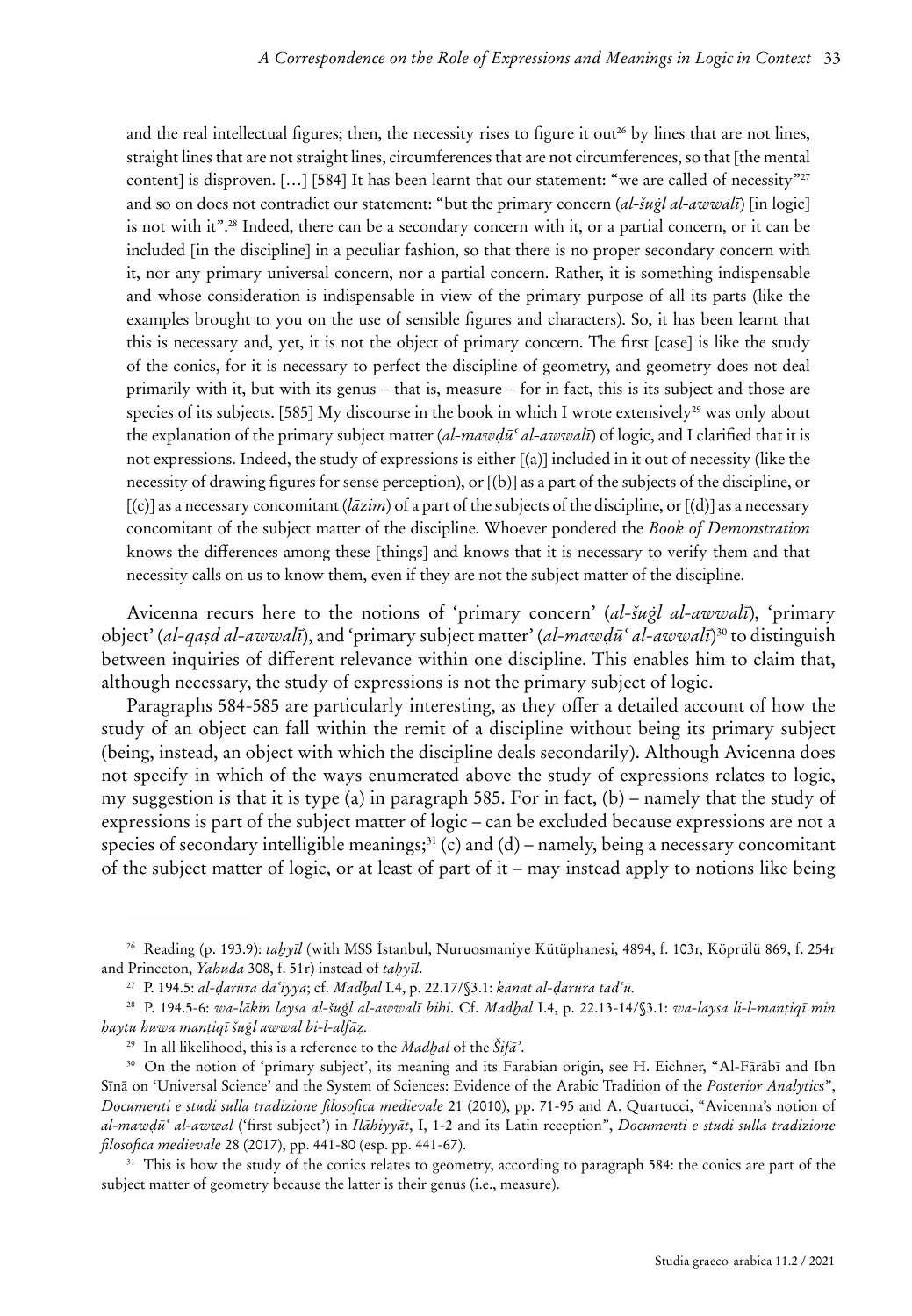and the real intellectual figures; then, the necessity rises to figure it out[26] by lines that are not lines, straight lines that are not straight lines, circumferences that are not circumferences, so that [the mental content] is disproven. […] [584] It has been learnt that our statement: "we are called of necessity"[27] and so on does not contradict our statement: "but the primary concern (*al-šuġl al-awwalī*) [in logic] is not with it".[28] Indeed, there can be a secondary concern with it, or a partial concern, or it can be included [in the discipline] in a peculiar fashion, so that there is no proper secondary concern with it, nor any primary universal concern, nor a partial concern. Rather, it is something indispensable and whose consideration is indispensable in view of the primary purpose of all its parts (like the examples brought to you on the use of sensible figures and characters). So, it has been learnt that this is necessary and, yet, it is not the object of primary concern. The first [case] is like the study of the conics, for it is necessary to perfect the discipline of geometry, and geometry does not deal primarily with it, but with its genus – that is, measure – for in fact, this is its subject and those are species of its subjects. [585] My discourse in the book in which I wrote extensively[29] was only about the explanation of the primary subject matter (*al-mawḍūʿ al-awwalī*) of logic, and I clarified that it is not expressions. Indeed, the study of expressions is either [(a)] included in it out of necessity (like the necessity of drawing figures for sense perception), or [(b)] as a part of the subjects of the discipline, or [(c)] as a necessary concomitant (*lāzim*) of a part of the subjects of the discipline, or [(d)] as a necessary concomitant of the subject matter of the discipline. Whoever pondered the *Book of Demonstration* knows the differences among these [things] and knows that it is necessary to verify them and that necessity calls on us to know them, even if they are not the subject matter of the discipline.

Avicenna recurs here to the notions of 'primary concern' (*al-šuġl al-awwalī*), 'primary object' (*al-qaṣd al-awwalī*), and 'primary subject matter' (*al-mawḍūʿ al-awwalī*)[30] to distinguish between inquiries of different relevance within one discipline. This enables him to claim that, although necessary, the study of expressions is not the primary subject of logic.

Paragraphs 584-585 are particularly interesting, as they offer a detailed account of how the study of an object can fall within the remit of a discipline without being its primary subject (being, instead, an object with which the discipline deals secondarily). Although Avicenna does not specify in which of the ways enumerated above the study of expressions relates to logic, my suggestion is that it is type (a) in paragraph 585. For in fact, (b) – namely that the study of expressions is part of the subject matter of logic – can be excluded because expressions are not a species of secondary intelligible meanings;[31] (c) and (d) – namely, being a necessary concomitant of the subject matter of logic, or at least of part of it – may instead apply to notions like being

---

[26] Reading (p. 193.9): *taḫyīl* (with MSS İstanbul, Nuruosmaniye Kütüphanesi, 4894, f. 103r, Köprülü 869, f. 254r and Princeton, *Yahuda* 308, f. 51r) instead of *taḥyīl*.

[27] P. 194.5: *al-ḍarūra dāʿiyya*; cf. *Madḫal* I.4, p. 22.17/§3.1: *kānat al-ḍarūra tadʿū.*

[28] P. 194.5-6: *wa-lākin laysa al-šuġl al-awwalī bihi*. Cf. *Madḫal* I.4, p. 22.13-14/§3.1: *wa-laysa li-l-manṭiqī min ḥayṯu huwa manṭiqī šuġl awwal bi-l-alfāẓ.*

[29] In all likelihood, this is a reference to the *Madḫal* of the *Šifāʾ*.

[30] On the notion of 'primary subject', its meaning and its Farabian origin, see H. Eichner, "Al-Fārābī and Ibn Sīnā on 'Universal Science' and the System of Sciences: Evidence of the Arabic Tradition of the *Posterior Analytics*", *Documenti e studi sulla tradizione filosofica medievale* 21 (2010), pp. 71-95 and A. Quartucci, "Avicenna's notion of *al-mawḍūʿ al-awwal* ('first subject') in *Ilāhiyyāt*, I, 1-2 and its Latin reception", *Documenti e studi sulla tradizione filosofica medievale* 28 (2017), pp. 441-80 (esp. pp. 441-67).

[31] This is how the study of the conics relates to geometry, according to paragraph 584: the conics are part of the subject matter of geometry because the latter is their genus (i.e., measure).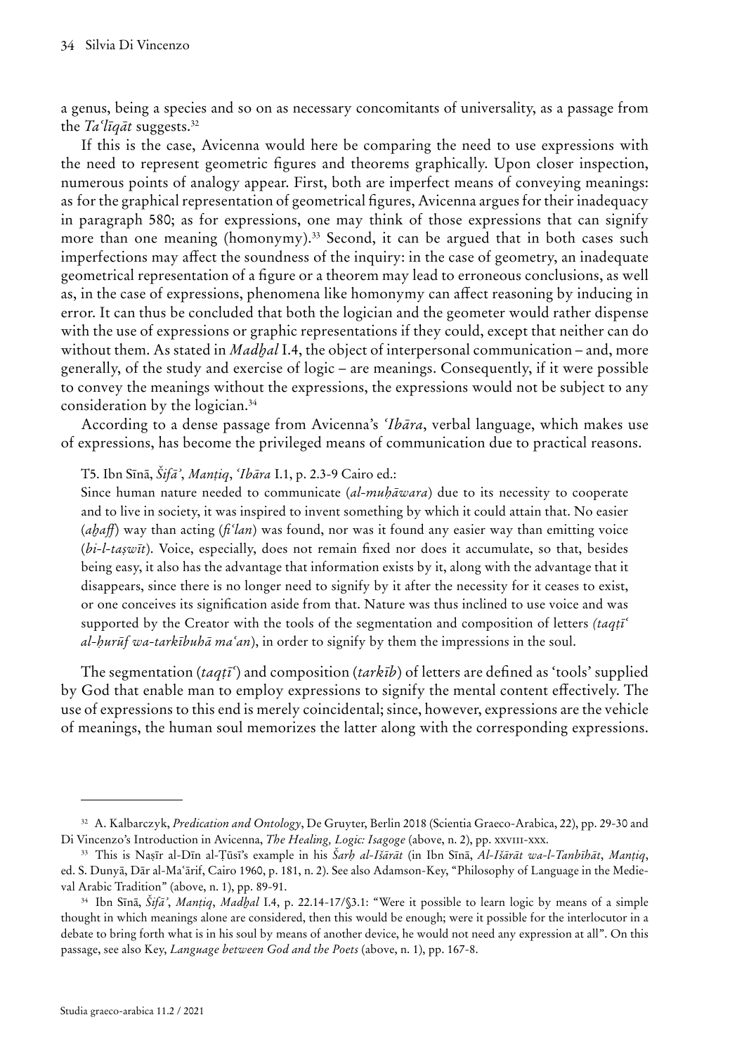a genus, being a species and so on as necessary concomitants of universality, as a passage from the *Taʿlīqāt* suggests.[32]

If this is the case, Avicenna would here be comparing the need to use expressions with the need to represent geometric figures and theorems graphically. Upon closer inspection, numerous points of analogy appear. First, both are imperfect means of conveying meanings: as for the graphical representation of geometrical figures, Avicenna argues for their inadequacy in paragraph 580; as for expressions, one may think of those expressions that can signify more than one meaning (homonymy).[33] Second, it can be argued that in both cases such imperfections may affect the soundness of the inquiry: in the case of geometry, an inadequate geometrical representation of a figure or a theorem may lead to erroneous conclusions, as well as, in the case of expressions, phenomena like homonymy can affect reasoning by inducing in error. It can thus be concluded that both the logician and the geometer would rather dispense with the use of expressions or graphic representations if they could, except that neither can do without them. As stated in *Madḫal* I.4, the object of interpersonal communication – and, more generally, of the study and exercise of logic – are meanings. Consequently, if it were possible to convey the meanings without the expressions, the expressions would not be subject to any consideration by the logician.[34]

According to a dense passage from Avicenna's *ʿIbāra*, verbal language, which makes use of expressions, has become the privileged means of communication due to practical reasons.

T5. Ibn Sīnā, *Šifāʾ*, *Manṭiq*, *ʿIbāra* I.1, p. 2.3-9 Cairo ed.:

Since human nature needed to communicate (*al-muḥāwara*) due to its necessity to cooperate and to live in society, it was inspired to invent something by which it could attain that. No easier (*aḫaff*) way than acting (*fiʿlan*) was found, nor was it found any easier way than emitting voice (*bi-l-taṣwīt*). Voice, especially, does not remain fixed nor does it accumulate, so that, besides being easy, it also has the advantage that information exists by it, along with the advantage that it disappears, since there is no longer need to signify by it after the necessity for it ceases to exist, or one conceives its signification aside from that. Nature was thus inclined to use voice and was supported by the Creator with the tools of the segmentation and composition of letters *(taqṭīʿ al-ḥurūf wa-tarkībuhā maʿan*), in order to signify by them the impressions in the soul.

The segmentation (*taqṭīʿ*) and composition (*tarkīb*) of letters are defined as 'tools' supplied by God that enable man to employ expressions to signify the mental content effectively. The use of expressions to this end is merely coincidental; since, however, expressions are the vehicle of meanings, the human soul memorizes the latter along with the corresponding expressions.

---

[32] A. Kalbarczyk, *Predication and Ontology*, De Gruyter, Berlin 2018 (Scientia Graeco-Arabica, 22), pp. 29-30 and Di Vincenzo's Introduction in Avicenna, *The Healing, Logic: Isagoge* (above, n. 2), pp. xxviii-xxx.

[33] This is Naṣīr al-Dīn al-Ṭūsī's example in his *Šarḥ al-Išārāt* (in Ibn Sīnā, *Al-Išārāt wa-l-Tanbīhāt*, *Manṭiq*, ed. S. Dunyā, Dār al-Maʿārif, Cairo 1960, p. 181, n. 2). See also Adamson-Key, "Philosophy of Language in the Medieval Arabic Tradition" (above, n. 1), pp. 89-91.

[34] Ibn Sīnā, *Šifāʾ*, *Manṭiq*, *Madḫal* I.4, p. 22.14-17/§3.1: "Were it possible to learn logic by means of a simple thought in which meanings alone are considered, then this would be enough; were it possible for the interlocutor in a debate to bring forth what is in his soul by means of another device, he would not need any expression at all". On this passage, see also Key, *Language between God and the Poets* (above, n. 1), pp. 167-8.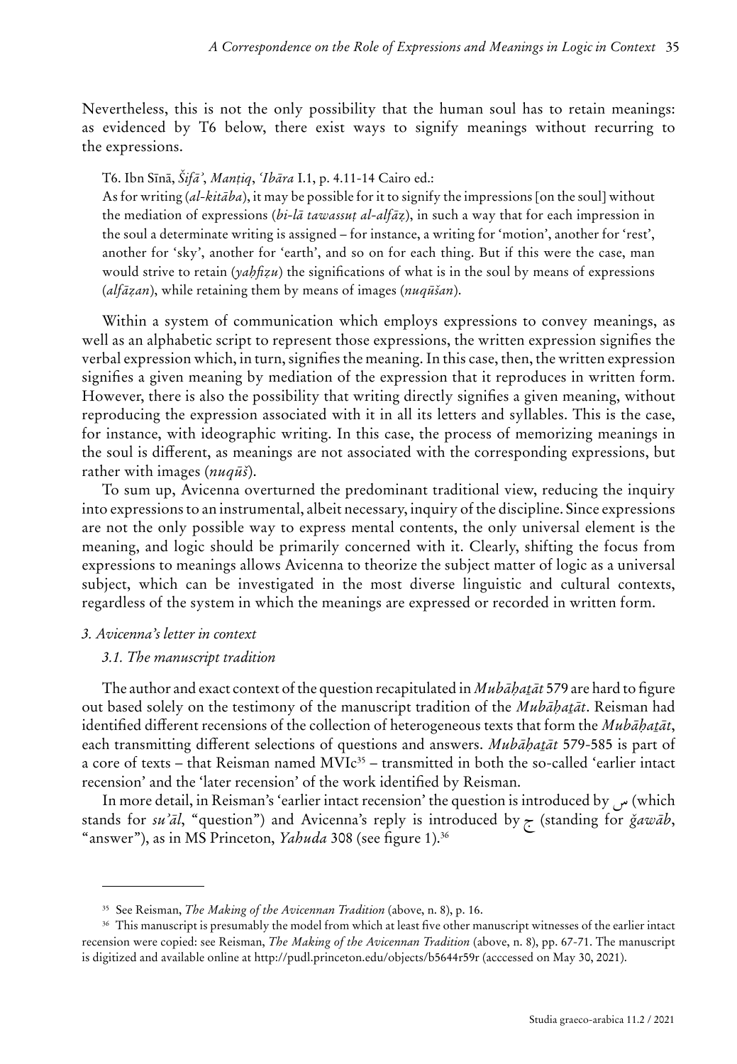Nevertheless, this is not the only possibility that the human soul has to retain meanings: as evidenced by T6 below, there exist ways to signify meanings without recurring to the expressions.

> T6. Ibn Sīnā, *Šifāʾ*, *Manṭiq*, *ʿIbāra* I.1, p. 4.11-14 Cairo ed.:
> As for writing (*al-kitāba*), it may be possible for it to signify the impressions [on the soul] without the mediation of expressions (*bi-lā tawassuṭ al-alfāẓ*), in such a way that for each impression in the soul a determinate writing is assigned – for instance, a writing for 'motion', another for 'rest', another for 'sky', another for 'earth', and so on for each thing. But if this were the case, man would strive to retain (*yaḥfiẓu*) the significations of what is in the soul by means of expressions (*alfāẓan*), while retaining them by means of images (*nuqūšan*).

Within a system of communication which employs expressions to convey meanings, as well as an alphabetic script to represent those expressions, the written expression signifies the verbal expression which, in turn, signifies the meaning. In this case, then, the written expression signifies a given meaning by mediation of the expression that it reproduces in written form. However, there is also the possibility that writing directly signifies a given meaning, without reproducing the expression associated with it in all its letters and syllables. This is the case, for instance, with ideographic writing. In this case, the process of memorizing meanings in the soul is different, as meanings are not associated with the corresponding expressions, but rather with images (*nuqūš*).

To sum up, Avicenna overturned the predominant traditional view, reducing the inquiry into expressions to an instrumental, albeit necessary, inquiry of the discipline. Since expressions are not the only possible way to express mental contents, the only universal element is the meaning, and logic should be primarily concerned with it. Clearly, shifting the focus from expressions to meanings allows Avicenna to theorize the subject matter of logic as a universal subject, which can be investigated in the most diverse linguistic and cultural contexts, regardless of the system in which the meanings are expressed or recorded in written form.

### *3. Avicenna's letter in context*

#### *3.1. The manuscript tradition*

The author and exact context of the question recapitulated in *Mubāḥaṯāt* 579 are hard to figure out based solely on the testimony of the manuscript tradition of the *Mubāḥaṯāt*. Reisman had identified different recensions of the collection of heterogeneous texts that form the *Mubāḥaṯāt*, each transmitting different selections of questions and answers. *Mubāḥaṯāt* 579-585 is part of a core of texts – that Reisman named MVIc[35] – transmitted in both the so-called 'earlier intact recension' and the 'later recension' of the work identified by Reisman.

In more detail, in Reisman's 'earlier intact recension' the question is introduced by س (which stands for *suʾāl*, "question") and Avicenna's reply is introduced by ج (standing for *ǧawāb*, "answer"), as in MS Princeton, *Yahuda* 308 (see figure 1).[36]

---

[35] See Reisman, *The Making of the Avicennan Tradition* (above, n. 8), p. 16.

[36] This manuscript is presumably the model from which at least five other manuscript witnesses of the earlier intact recension were copied: see Reisman, *The Making of the Avicennan Tradition* (above, n. 8), pp. 67-71. The manuscript is digitized and available online at http://pudl.princeton.edu/objects/b5644r59r (acccessed on May 30, 2021).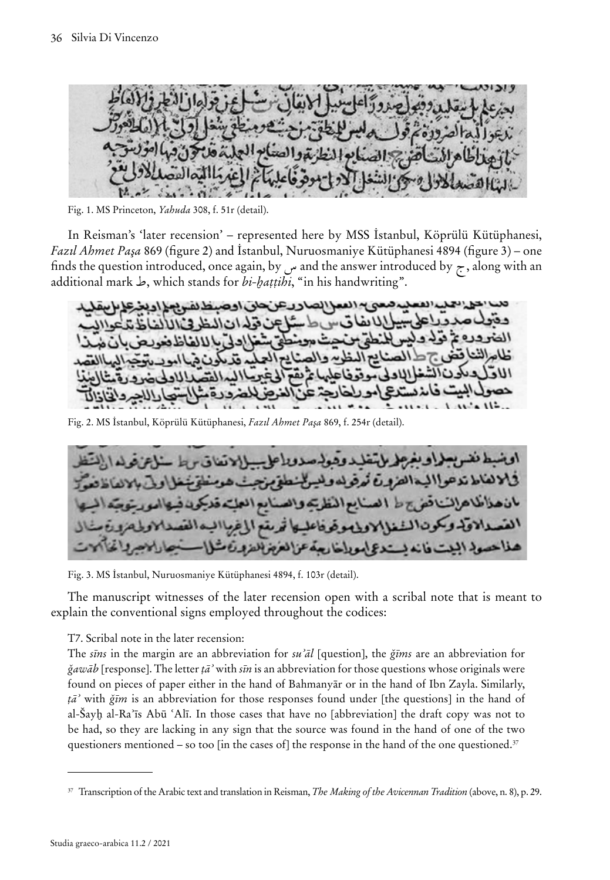Fig. 1. MS Princeton, *Yahuda* 308, f. 51r (detail).

In Reisman's 'later recension' – represented here by MSS İstanbul, Köprülü Kütüphanesi, *Fazıl Ahmet Paşa* 869 (figure 2) and İstanbul, Nuruosmaniye Kütüphanesi 4894 (figure 3) – one finds the question introduced, once again, by س and the answer introduced by ج, along with an additional mark ط, which stands for *bi-ḫaṭṭihi*, "in his handwriting".

Fig. 2. MS İstanbul, Köprülü Kütüphanesi, *Fazıl Ahmet Paşa* 869, f. 254r (detail).

Fig. 3. MS İstanbul, Nuruosmaniye Kütüphanesi 4894, f. 103r (detail).

The manuscript witnesses of the later recension open with a scribal note that is meant to explain the conventional signs employed throughout the codices:

T7. Scribal note in the later recension:
The *sīns* in the margin are an abbreviation for *su'āl* [question], the *ǧīms* are an abbreviation for *ǧawāb* [response]. The letter *ṭā'* with *sīn* is an abbreviation for those questions whose originals were found on pieces of paper either in the hand of Bahmanyār or in the hand of Ibn Zayla. Similarly, *ṭā'* with *ǧīm* is an abbreviation for those responses found under [the questions] in the hand of al-Šayḫ al-Ra'īs Abū ʿAlī. In those cases that have no [abbreviation] the draft copy was not to be had, so they are lacking in any sign that the source was found in the hand of one of the two questioners mentioned – so too [in the cases of] the response in the hand of the one questioned.[37]

[37] Transcription of the Arabic text and translation in Reisman, *The Making of the Avicennan Tradition* (above, n. 8), p. 29.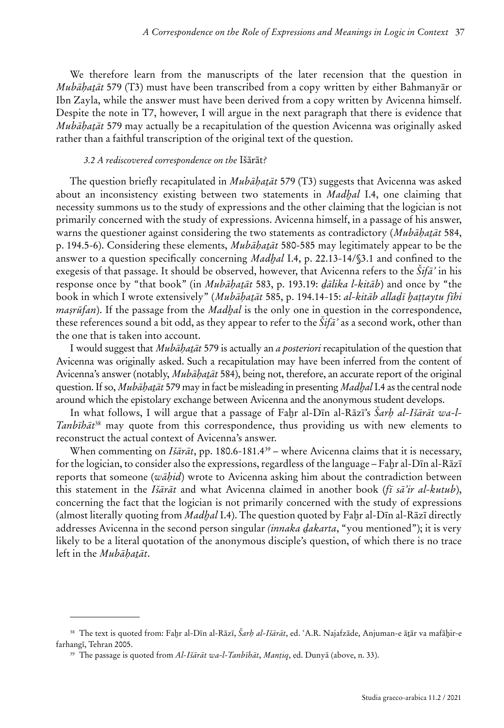We therefore learn from the manuscripts of the later recension that the question in *Mubāḥaṯāt* 579 (T3) must have been transcribed from a copy written by either Bahmanyār or Ibn Zayla, while the answer must have been derived from a copy written by Avicenna himself. Despite the note in T7, however, I will argue in the next paragraph that there is evidence that *Mubāḥaṯāt* 579 may actually be a recapitulation of the question Avicenna was originally asked rather than a faithful transcription of the original text of the question.

### *3.2 A rediscovered correspondence on the* Išārāt*?*

The question briefly recapitulated in *Mubāḥaṯāt* 579 (T3) suggests that Avicenna was asked about an inconsistency existing between two statements in *Madḫal* I.4, one claiming that necessity summons us to the study of expressions and the other claiming that the logician is not primarily concerned with the study of expressions. Avicenna himself, in a passage of his answer, warns the questioner against considering the two statements as contradictory (*Mubāḥaṯāt* 584, p. 194.5-6). Considering these elements, *Mubāḥaṯāt* 580-585 may legitimately appear to be the answer to a question specifically concerning *Madḫal* I.4, p. 22.13-14/§3.1 and confined to the exegesis of that passage. It should be observed, however, that Avicenna refers to the *Šifāʾ* in his response once by "that book" (in *Mubāḥaṯāt* 583, p. 193.19: *ḏālika l-kitāb*) and once by "the book in which I wrote extensively" (*Mubāḥaṯāt* 585, p. 194.14-15: *al-kitāb allaḏī ḫaṭṭaytu fīhi maṣrūfan*). If the passage from the *Madḫal* is the only one in question in the correspondence, these references sound a bit odd, as they appear to refer to the *Šifāʾ* as a second work, other than the one that is taken into account.

I would suggest that *Mubāḥaṯāt* 579 is actually an *a posteriori* recapitulation of the question that Avicenna was originally asked. Such a recapitulation may have been inferred from the content of Avicenna's answer (notably, *Mubāḥaṯāt* 584), being not, therefore, an accurate report of the original question. If so, *Mubāḥaṯāt* 579 may in fact be misleading in presenting *Madḫal* I.4 as the central node around which the epistolary exchange between Avicenna and the anonymous student develops.

In what follows, I will argue that a passage of Faḫr al-Dīn al-Rāzī's *Šarḥ al-Išārāt wa-l-Tanbīhāt*[38] may quote from this correspondence, thus providing us with new elements to reconstruct the actual context of Avicenna's answer.

When commenting on *Išārāt*, pp. 180.6-181.4[39] – where Avicenna claims that it is necessary, for the logician, to consider also the expressions, regardless of the language – Faḫr al-Dīn al-Rāzī reports that someone (*wāḥid*) wrote to Avicenna asking him about the contradiction between this statement in the *Išārāt* and what Avicenna claimed in another book (*fī sāʾir al-kutub*), concerning the fact that the logician is not primarily concerned with the study of expressions (almost literally quoting from *Madḫal* I.4). The question quoted by Faḫr al-Dīn al-Rāzī directly addresses Avicenna in the second person singular *(innaka ḏakarta*, "you mentioned"); it is very likely to be a literal quotation of the anonymous disciple's question, of which there is no trace left in the *Mubāḥaṯāt*.

---

[38] The text is quoted from: Faḫr al-Dīn al-Rāzī, *Šarḥ al-Išārāt*, ed. ʿA.R. Najafzāde, Anjuman-e āṯār va mafāḫir-e farhangī, Tehran 2005.

[39] The passage is quoted from *Al-Išārāt wa-l-Tanbīhāt*, *Manṭiq*, ed. Dunyā (above, n. 33).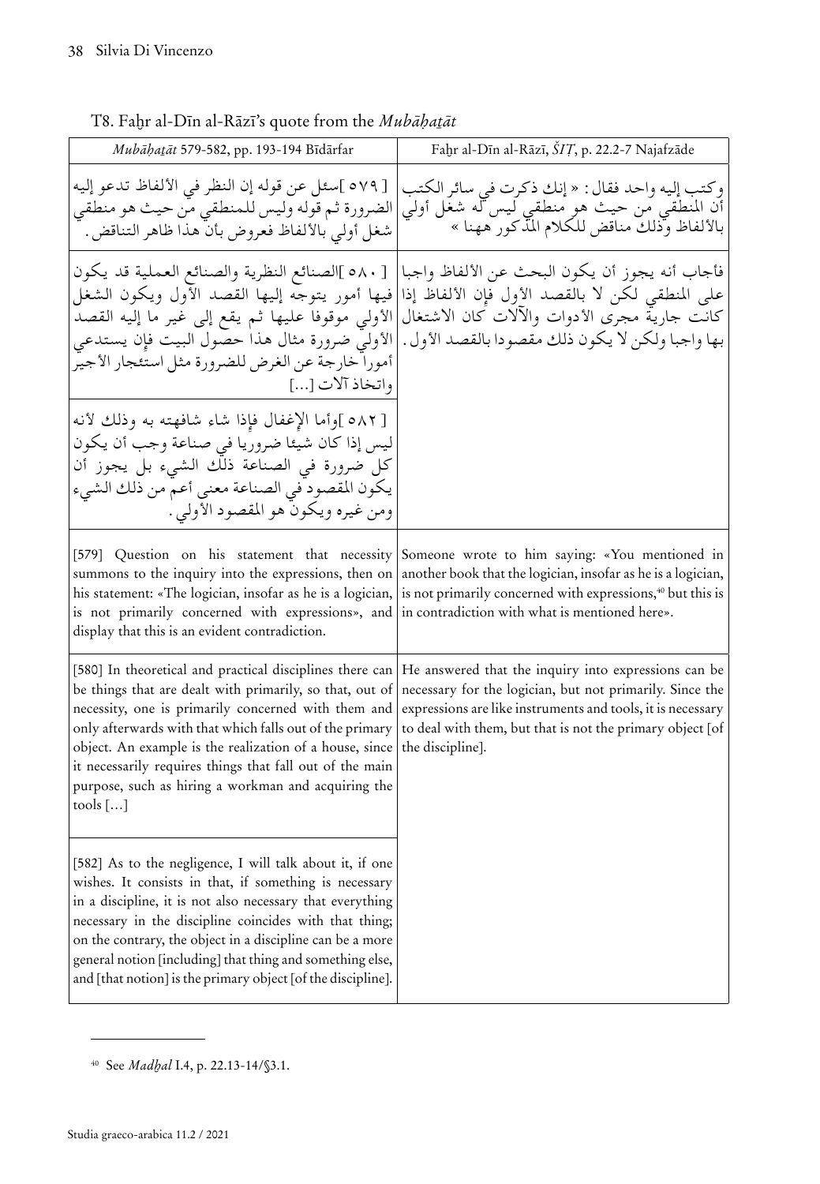T8. Faḫr al-Dīn al-Rāzī's quote from the *Mubāḥaṯāt*

| *Mubāḥaṯāt* 579-582, pp. 193-194 Bīdārfar | Faḫr al-Dīn al-Rāzī, *ŠIṬ*, p. 22.2-7 Najafzāde |
|---|---|
| [ ٥٧٩ ]سئل عن قوله إن النظر في الألفاظ تدعو إليه الضرورة ثم قوله وليس للمنطقي من حيث هو منطقي شغل أولي بالألفاظ فعروض بأن هذا ظاهر التناقض. | وكتب إليه واحد فقال: « إنك ذكرت في سائر الكتب أن المنطقي من حيث هو منطقي ليس له شغل أولي بالألفاظ وذلك مناقض للكلام المذكور ههنا » |
| [ ٥٨٠ ]الصنائع النظرية والصنائع العملية قد يكون فيها أمور يتوجه إليها القصد الأول ويكون الشغل الأولي موقوفا عليها ثم يقع إلى غير ما إليه القصد الأولي ضرورة مثال هذا حصول البيت فإن يستدعي أمورا خارجة عن الغرض للضرورة مثل استئجار الأجير واتخاذ آلات [...] | فأجاب أنه يجوز أن يكون البحث عن الألفاظ واجبا على المنطقي لكن لا بالقصد الأول فإن الألفاظ إذا كانت جارية مجرى الأدوات والآلات كان الاشتغال بها واجبا ولكن لا يكون ذلك مقصودا بالقصد الأول. |
| [ ٥٨٢ ]وأما الإغفال فإذا شاء شافهته به وذلك لأنه ليس إذا كان شيئا ضروريا في صناعة وجب أن يكون كل ضرورة في الصناعة ذلك الشيء بل يجوز أن يكون المقصود في الصناعة معنى أعم من ذلك الشيء ومن غيره ويكون هو المقصود الأولي. | |
| [579] Question on his statement that necessity summons to the inquiry into the expressions, then on his statement: «The logician, insofar as he is a logician, is not primarily concerned with expressions», and display that this is an evident contradiction. | Someone wrote to him saying: «You mentioned in another book that the logician, insofar as he is a logician, is not primarily concerned with expressions,[40] but this is in contradiction with what is mentioned here». |
| [580] In theoretical and practical disciplines there can be things that are dealt with primarily, so that, out of necessity, one is primarily concerned with them and only afterwards with that which falls out of the primary object. An example is the realization of a house, since it necessarily requires things that fall out of the main purpose, such as hiring a workman and acquiring the tools […] | He answered that the inquiry into expressions can be necessary for the logician, but not primarily. Since the expressions are like instruments and tools, it is necessary to deal with them, but that is not the primary object [of the discipline]. |
| [582] As to the negligence, I will talk about it, if one wishes. It consists in that, if something is necessary in a discipline, it is not also necessary that everything necessary in the discipline coincides with that thing; on the contrary, the object in a discipline can be a more general notion [including] that thing and something else, and [that notion] is the primary object [of the discipline]. | |

[40] See *Madḫal* I.4, p. 22.13-14/§3.1.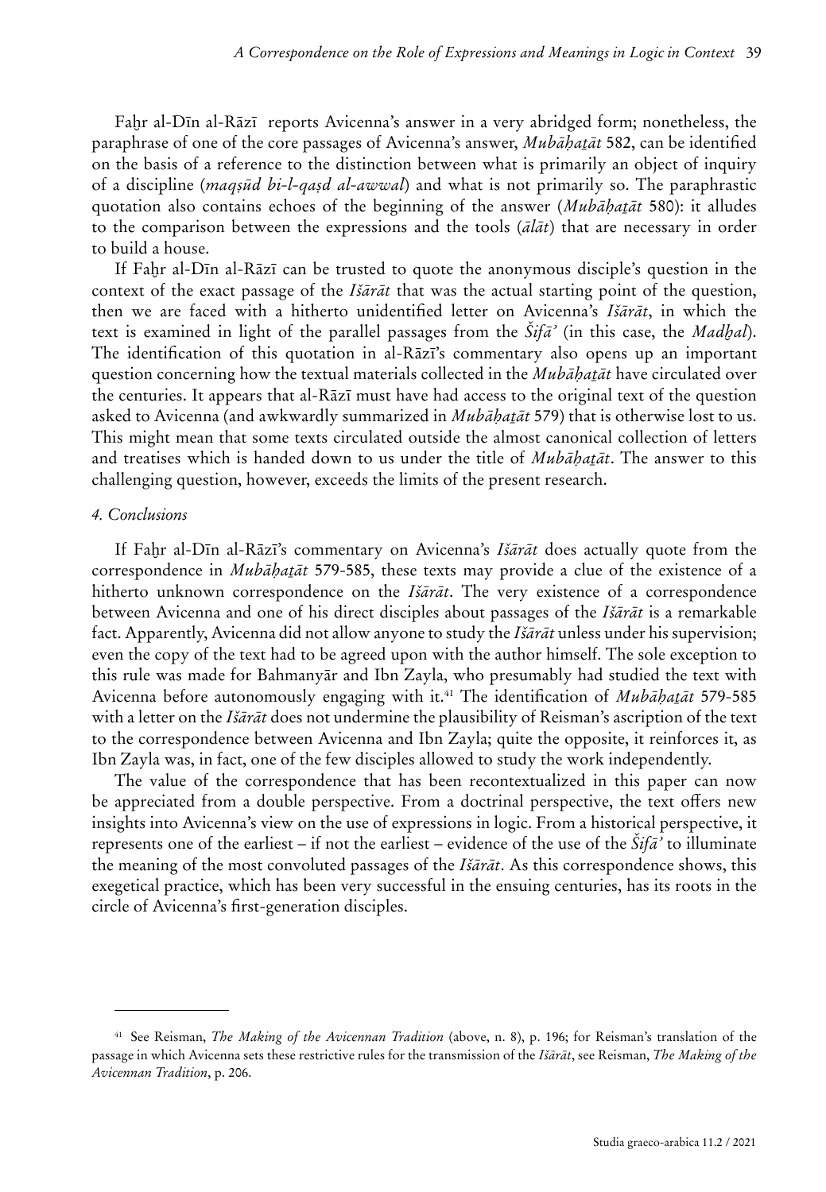Faḫr al-Dīn al-Rāzī reports Avicenna's answer in a very abridged form; nonetheless, the paraphrase of one of the core passages of Avicenna's answer, *Mubāḥaṯāt* 582, can be identified on the basis of a reference to the distinction between what is primarily an object of inquiry of a discipline (*maqṣūd bi-l-qaṣd al-awwal*) and what is not primarily so. The paraphrastic quotation also contains echoes of the beginning of the answer (*Mubāḥaṯāt* 580): it alludes to the comparison between the expressions and the tools (*ālāt*) that are necessary in order to build a house.

If Faḫr al-Dīn al-Rāzī can be trusted to quote the anonymous disciple's question in the context of the exact passage of the *Išārāt* that was the actual starting point of the question, then we are faced with a hitherto unidentified letter on Avicenna's *Išārāt*, in which the text is examined in light of the parallel passages from the *Šifāʾ* (in this case, the *Madḫal*). The identification of this quotation in al-Rāzī's commentary also opens up an important question concerning how the textual materials collected in the *Mubāḥaṯāt* have circulated over the centuries. It appears that al-Rāzī must have had access to the original text of the question asked to Avicenna (and awkwardly summarized in *Mubāḥaṯāt* 579) that is otherwise lost to us. This might mean that some texts circulated outside the almost canonical collection of letters and treatises which is handed down to us under the title of *Mubāḥaṯāt*. The answer to this challenging question, however, exceeds the limits of the present research.

### *4. Conclusions*

If Faḫr al-Dīn al-Rāzī's commentary on Avicenna's *Išārāt* does actually quote from the correspondence in *Mubāḥaṯāt* 579-585, these texts may provide a clue of the existence of a hitherto unknown correspondence on the *Išārāt*. The very existence of a correspondence between Avicenna and one of his direct disciples about passages of the *Išārāt* is a remarkable fact. Apparently, Avicenna did not allow anyone to study the *Išārāt* unless under his supervision; even the copy of the text had to be agreed upon with the author himself. The sole exception to this rule was made for Bahmanyār and Ibn Zayla, who presumably had studied the text with Avicenna before autonomously engaging with it.[41] The identification of *Mubāḥaṯāt* 579-585 with a letter on the *Išārāt* does not undermine the plausibility of Reisman's ascription of the text to the correspondence between Avicenna and Ibn Zayla; quite the opposite, it reinforces it, as Ibn Zayla was, in fact, one of the few disciples allowed to study the work independently.

The value of the correspondence that has been recontextualized in this paper can now be appreciated from a double perspective. From a doctrinal perspective, the text offers new insights into Avicenna's view on the use of expressions in logic. From a historical perspective, it represents one of the earliest – if not the earliest – evidence of the use of the *Šifāʾ* to illuminate the meaning of the most convoluted passages of the *Išārāt*. As this correspondence shows, this exegetical practice, which has been very successful in the ensuing centuries, has its roots in the circle of Avicenna's first-generation disciples.

---

[41] See Reisman, *The Making of the Avicennan Tradition* (above, n. 8), p. 196; for Reisman's translation of the passage in which Avicenna sets these restrictive rules for the transmission of the *Išārāt*, see Reisman, *The Making of the Avicennan Tradition*, p. 206.